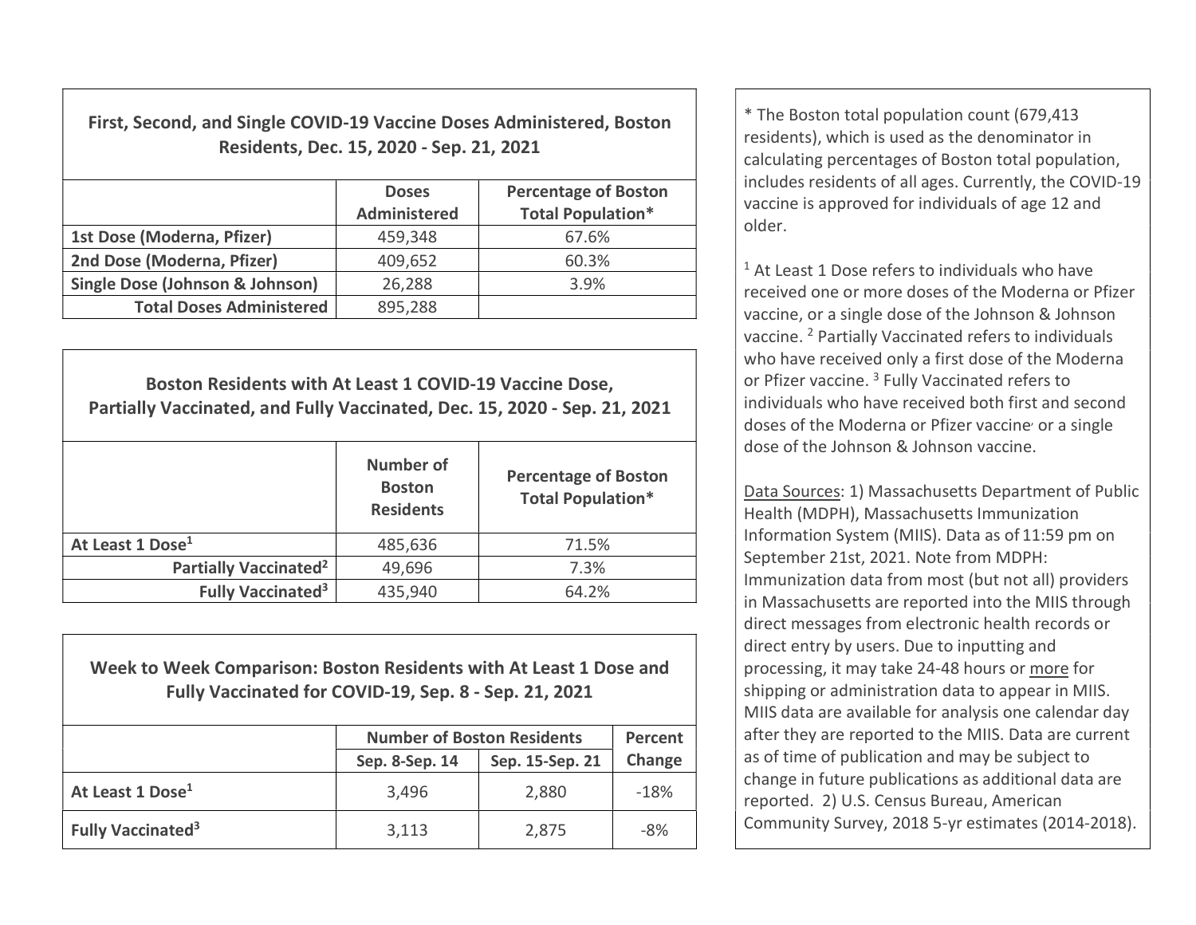## First, Second, and Single COVID-19 Vaccine Doses Administered, Boston Residents, Dec. 15, 2020 - Sep. 21, 2021

| | Doses Administered | Percentage of Boston Total Population* |
|---|---|---|
| **1st Dose (Moderna, Pfizer)** | 459,348 | 67.6% |
| **2nd Dose (Moderna, Pfizer)** | 409,652 | 60.3% |
| **Single Dose (Johnson & Johnson)** | 26,288 | 3.9% |
| **Total Doses Administered** | 895,288 | |

## Boston Residents with At Least 1 COVID-19 Vaccine Dose, Partially Vaccinated, and Fully Vaccinated, Dec. 15, 2020 - Sep. 21, 2021

| | Number of Boston Residents | Percentage of Boston Total Population* |
|---|---|---|
| **At Least 1 Dose[1]** | 485,636 | 71.5% |
| **Partially Vaccinated[2]** | 49,696 | 7.3% |
| **Fully Vaccinated[3]** | 435,940 | 64.2% |

## Week to Week Comparison: Boston Residents with At Least 1 Dose and Fully Vaccinated for COVID-19, Sep. 8 - Sep. 21, 2021

| | Number of Boston Residents | | Percent Change |
|---|---|---|---|
| | Sep. 8-Sep. 14 | Sep. 15-Sep. 21 | |
| **At Least 1 Dose[1]** | 3,496 | 2,880 | -18% |
| **Fully Vaccinated[3]** | 3,113 | 2,875 | -8% |

* The Boston total population count (679,413 residents), which is used as the denominator in calculating percentages of Boston total population, includes residents of all ages. Currently, the COVID-19 vaccine is approved for individuals of age 12 and older.

[1] At Least 1 Dose refers to individuals who have received one or more doses of the Moderna or Pfizer vaccine, or a single dose of the Johnson & Johnson vaccine. [2] Partially Vaccinated refers to individuals who have received only a first dose of the Moderna or Pfizer vaccine. [3] Fully Vaccinated refers to individuals who have received both first and second doses of the Moderna or Pfizer vaccine, or a single dose of the Johnson & Johnson vaccine.

Data Sources: 1) Massachusetts Department of Public Health (MDPH), Massachusetts Immunization Information System (MIIS). Data as of 11:59 pm on September 21st, 2021. Note from MDPH: Immunization data from most (but not all) providers in Massachusetts are reported into the MIIS through direct messages from electronic health records or direct entry by users. Due to inputting and processing, it may take 24-48 hours or more for shipping or administration data to appear in MIIS. MIIS data are available for analysis one calendar day after they are reported to the MIIS. Data are current as of time of publication and may be subject to change in future publications as additional data are reported. 2) U.S. Census Bureau, American Community Survey, 2018 5-yr estimates (2014-2018).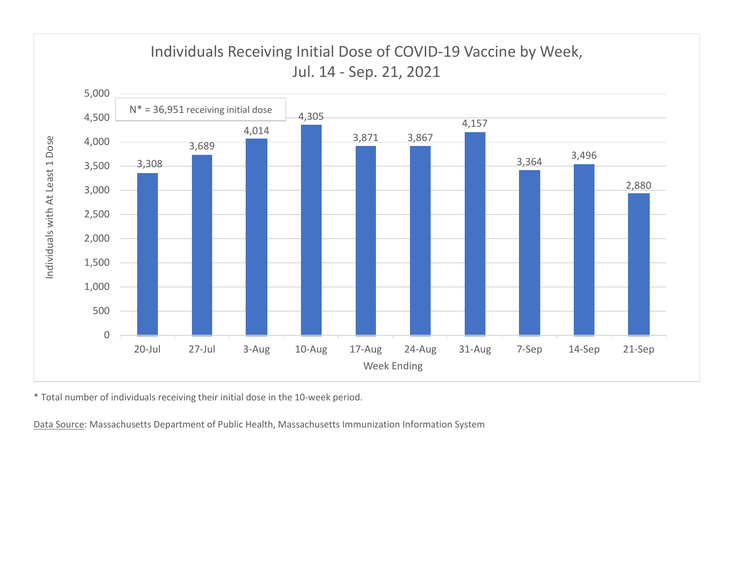## Individuals Receiving Initial Dose of COVID-19 Vaccine by Week, Jul. 14 - Sep. 21, 2021

N* = 36,951 receiving initial dose

| Week Ending | Individuals with At Least 1 Dose |
|---|---|
| 20-Jul | 3,308 |
| 27-Jul | 3,689 |
| 3-Aug | 4,014 |
| 10-Aug | 4,305 |
| 17-Aug | 3,871 |
| 24-Aug | 3,867 |
| 31-Aug | 4,157 |
| 7-Sep | 3,364 |
| 14-Sep | 3,496 |
| 21-Sep | 2,880 |

* Total number of individuals receiving their initial dose in the 10-week period.

Data Source: Massachusetts Department of Public Health, Massachusetts Immunization Information System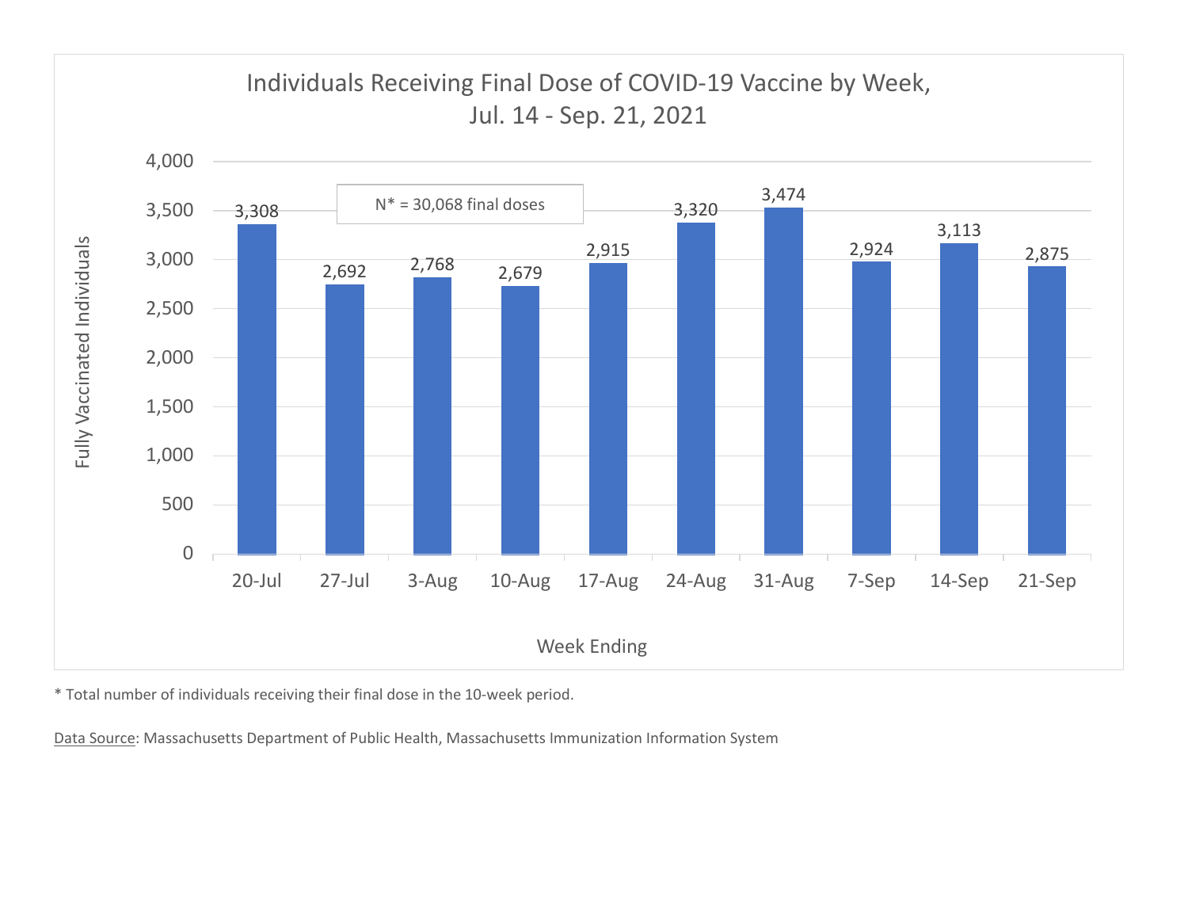## Individuals Receiving Final Dose of COVID-19 Vaccine by Week, Jul. 14 - Sep. 21, 2021

N* = 30,068 final doses

| Week Ending | Fully Vaccinated Individuals |
| --- | --- |
| 20-Jul | 3,308 |
| 27-Jul | 2,692 |
| 3-Aug | 2,768 |
| 10-Aug | 2,679 |
| 17-Aug | 2,915 |
| 24-Aug | 3,320 |
| 31-Aug | 3,474 |
| 7-Sep | 2,924 |
| 14-Sep | 3,113 |
| 21-Sep | 2,875 |

* Total number of individuals receiving their final dose in the 10-week period.

Data Source: Massachusetts Department of Public Health, Massachusetts Immunization Information System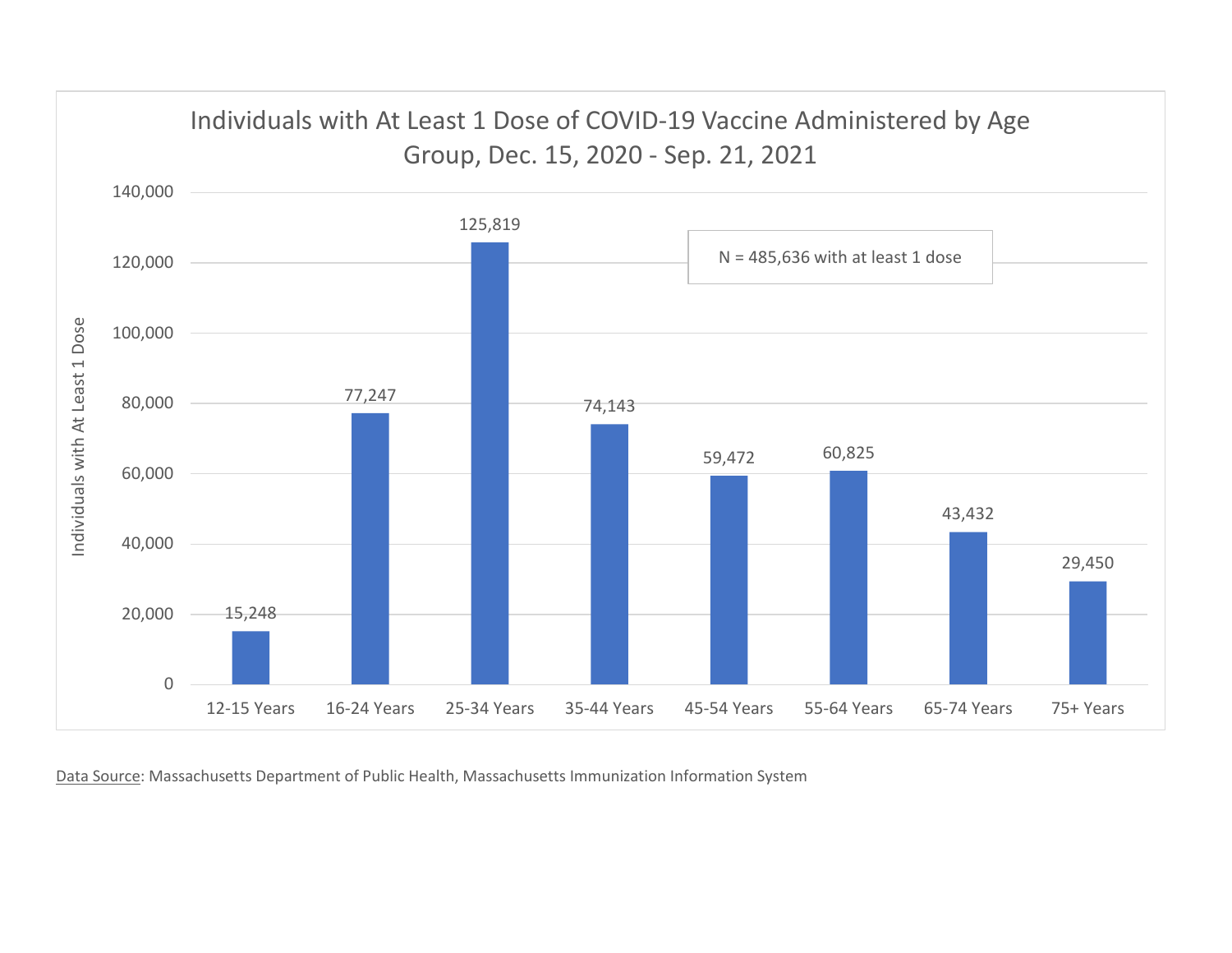Individuals with At Least 1 Dose of COVID-19 Vaccine Administered by Age Group, Dec. 15, 2020 - Sep. 21, 2021

N = 485,636 with at least 1 dose

| Age Group | Individuals with At Least 1 Dose |
|---|---|
| 12-15 Years | 15,248 |
| 16-24 Years | 77,247 |
| 25-34 Years | 125,819 |
| 35-44 Years | 74,143 |
| 45-54 Years | 59,472 |
| 55-64 Years | 60,825 |
| 65-74 Years | 43,432 |
| 75+ Years | 29,450 |

Data Source: Massachusetts Department of Public Health, Massachusetts Immunization Information System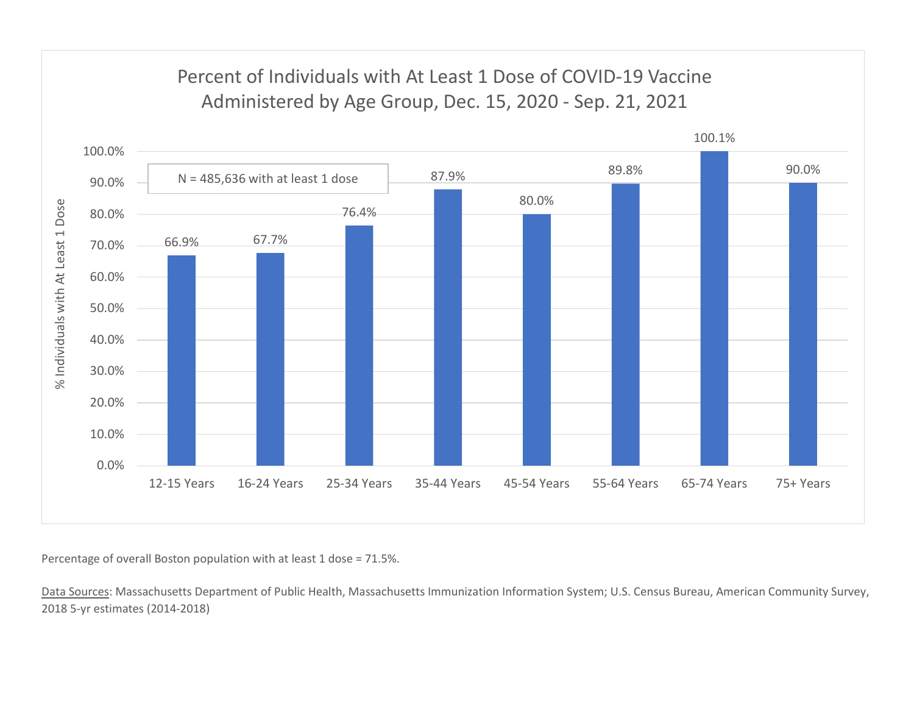## Percent of Individuals with At Least 1 Dose of COVID-19 Vaccine Administered by Age Group, Dec. 15, 2020 - Sep. 21, 2021

N = 485,636 with at least 1 dose

| Age Group | % Individuals with At Least 1 Dose |
|---|---|
| 12-15 Years | 66.9% |
| 16-24 Years | 67.7% |
| 25-34 Years | 76.4% |
| 35-44 Years | 87.9% |
| 45-54 Years | 80.0% |
| 55-64 Years | 89.8% |
| 65-74 Years | 100.1% |
| 75+ Years | 90.0% |

Percentage of overall Boston population with at least 1 dose = 71.5%.

Data Sources: Massachusetts Department of Public Health, Massachusetts Immunization Information System; U.S. Census Bureau, American Community Survey, 2018 5-yr estimates (2014-2018)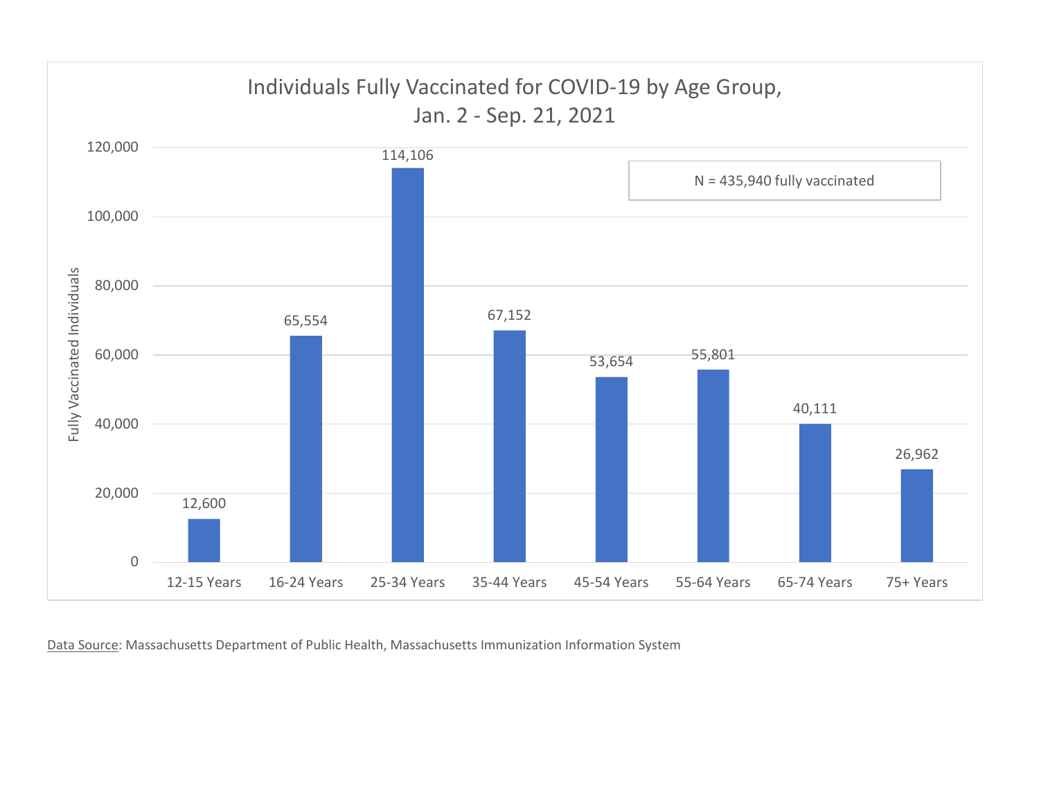## Individuals Fully Vaccinated for COVID-19 by Age Group, Jan. 2 - Sep. 21, 2021

N = 435,940 fully vaccinated

| Age Group | Fully Vaccinated Individuals |
|---|---|
| 12-15 Years | 12,600 |
| 16-24 Years | 65,554 |
| 25-34 Years | 114,106 |
| 35-44 Years | 67,152 |
| 45-54 Years | 53,654 |
| 55-64 Years | 55,801 |
| 65-74 Years | 40,111 |
| 75+ Years | 26,962 |

Data Source: Massachusetts Department of Public Health, Massachusetts Immunization Information System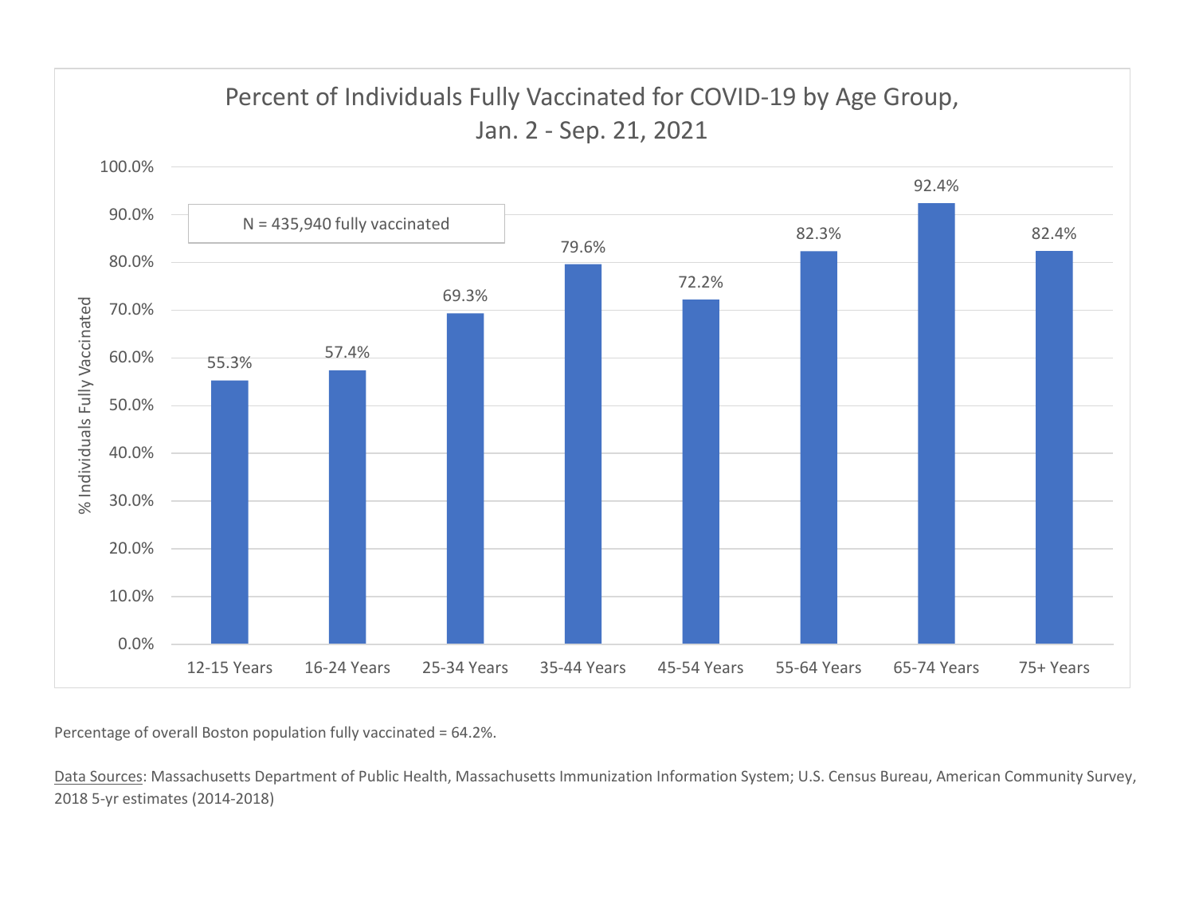## Percent of Individuals Fully Vaccinated for COVID-19 by Age Group, Jan. 2 - Sep. 21, 2021

N = 435,940 fully vaccinated

| Age Group | % Individuals Fully Vaccinated |
|---|---|
| 12-15 Years | 55.3% |
| 16-24 Years | 57.4% |
| 25-34 Years | 69.3% |
| 35-44 Years | 79.6% |
| 45-54 Years | 72.2% |
| 55-64 Years | 82.3% |
| 65-74 Years | 92.4% |
| 75+ Years | 82.4% |

Percentage of overall Boston population fully vaccinated = 64.2%.

Data Sources: Massachusetts Department of Public Health, Massachusetts Immunization Information System; U.S. Census Bureau, American Community Survey, 2018 5-yr estimates (2014-2018)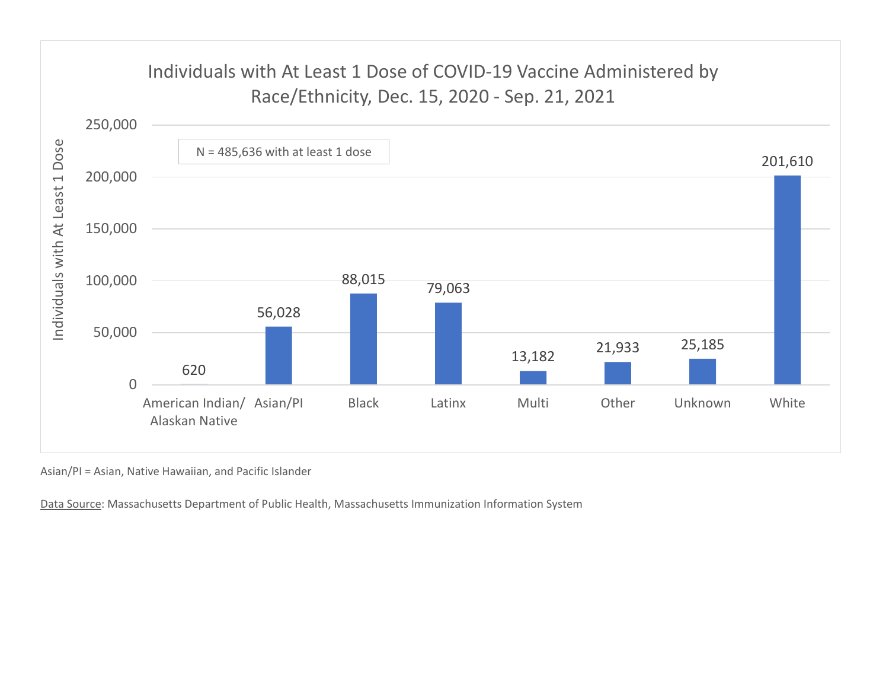## Individuals with At Least 1 Dose of COVID-19 Vaccine Administered by Race/Ethnicity, Dec. 15, 2020 - Sep. 21, 2021

N = 485,636 with at least 1 dose

| Race/Ethnicity | Individuals with At Least 1 Dose |
| --- | --- |
| American Indian/ Alaskan Native | 620 |
| Asian/PI | 56,028 |
| Black | 88,015 |
| Latinx | 79,063 |
| Multi | 13,182 |
| Other | 21,933 |
| Unknown | 25,185 |
| White | 201,610 |

Asian/PI = Asian, Native Hawaiian, and Pacific Islander

Data Source: Massachusetts Department of Public Health, Massachusetts Immunization Information System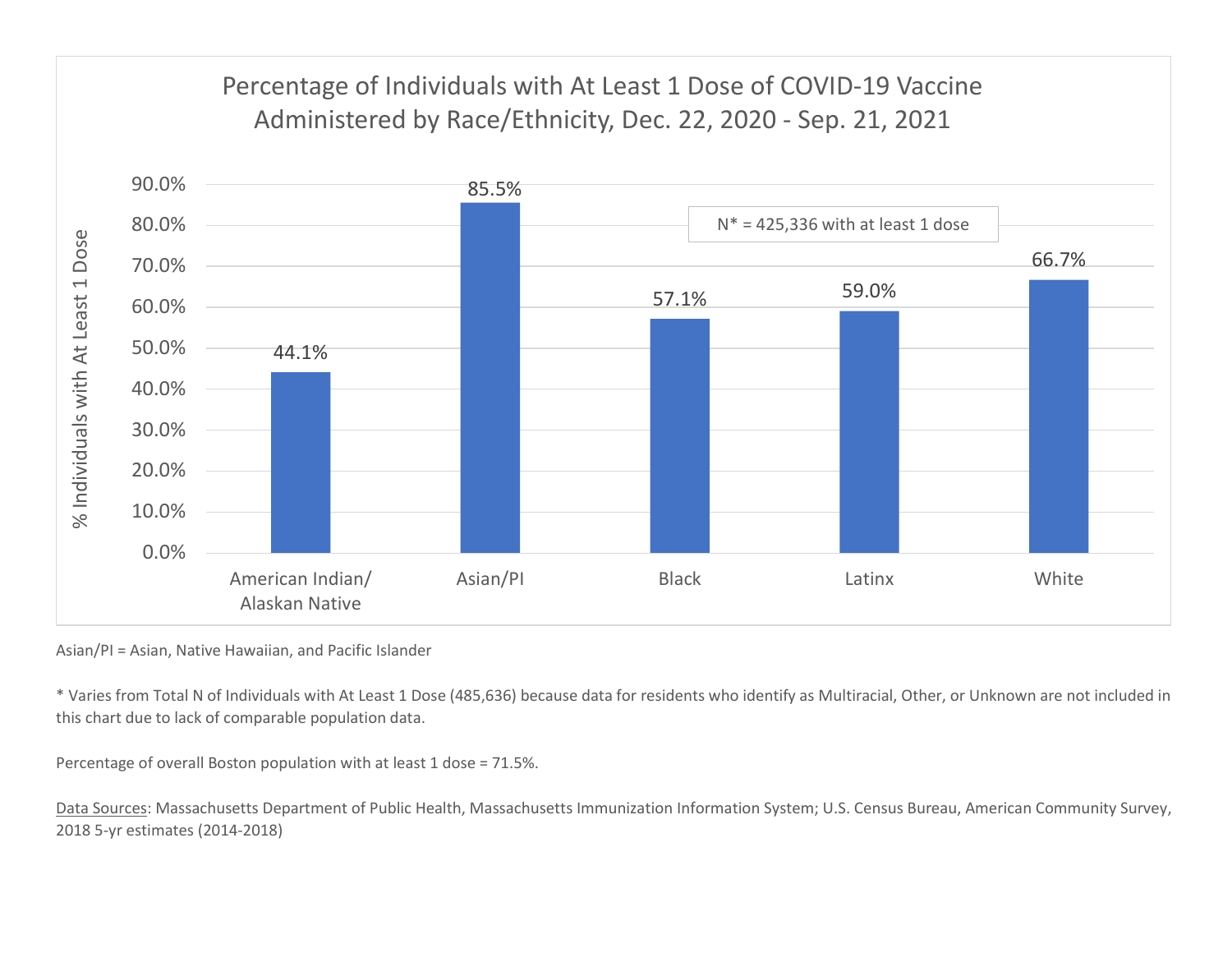## Percentage of Individuals with At Least 1 Dose of COVID-19 Vaccine Administered by Race/Ethnicity, Dec. 22, 2020 - Sep. 21, 2021

N* = 425,336 with at least 1 dose

| Race/Ethnicity | % Individuals with At Least 1 Dose |
| --- | --- |
| American Indian/ Alaskan Native | 44.1% |
| Asian/PI | 85.5% |
| Black | 57.1% |
| Latinx | 59.0% |
| White | 66.7% |

Asian/PI = Asian, Native Hawaiian, and Pacific Islander

* Varies from Total N of Individuals with At Least 1 Dose (485,636) because data for residents who identify as Multiracial, Other, or Unknown are not included in this chart due to lack of comparable population data.

Percentage of overall Boston population with at least 1 dose = 71.5%.

Data Sources: Massachusetts Department of Public Health, Massachusetts Immunization Information System; U.S. Census Bureau, American Community Survey, 2018 5-yr estimates (2014-2018)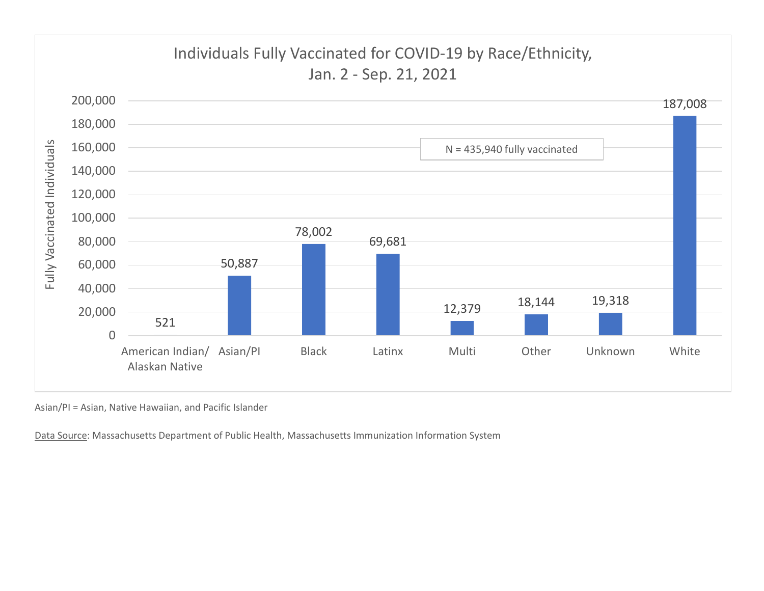## Individuals Fully Vaccinated for COVID-19 by Race/Ethnicity, Jan. 2 - Sep. 21, 2021

N = 435,940 fully vaccinated

| Race/Ethnicity | Fully Vaccinated Individuals |
|---|---|
| American Indian/ Alaskan Native | 521 |
| Asian/PI | 50,887 |
| Black | 78,002 |
| Latinx | 69,681 |
| Multi | 12,379 |
| Other | 18,144 |
| Unknown | 19,318 |
| White | 187,008 |

Asian/PI = Asian, Native Hawaiian, and Pacific Islander

Data Source: Massachusetts Department of Public Health, Massachusetts Immunization Information System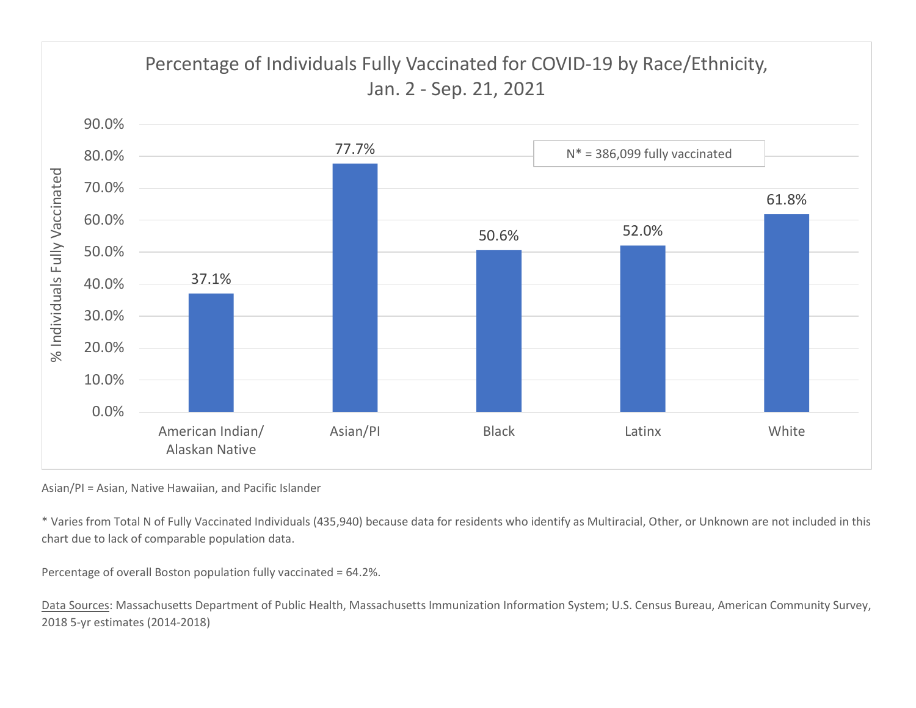## Percentage of Individuals Fully Vaccinated for COVID-19 by Race/Ethnicity, Jan. 2 - Sep. 21, 2021

N* = 386,099 fully vaccinated

| Race/Ethnicity | % Individuals Fully Vaccinated |
|---|---|
| American Indian/ Alaskan Native | 37.1% |
| Asian/PI | 77.7% |
| Black | 50.6% |
| Latinx | 52.0% |
| White | 61.8% |

Asian/PI = Asian, Native Hawaiian, and Pacific Islander

* Varies from Total N of Fully Vaccinated Individuals (435,940) because data for residents who identify as Multiracial, Other, or Unknown are not included in this chart due to lack of comparable population data.

Percentage of overall Boston population fully vaccinated = 64.2%.

Data Sources: Massachusetts Department of Public Health, Massachusetts Immunization Information System; U.S. Census Bureau, American Community Survey, 2018 5-yr estimates (2014-2018)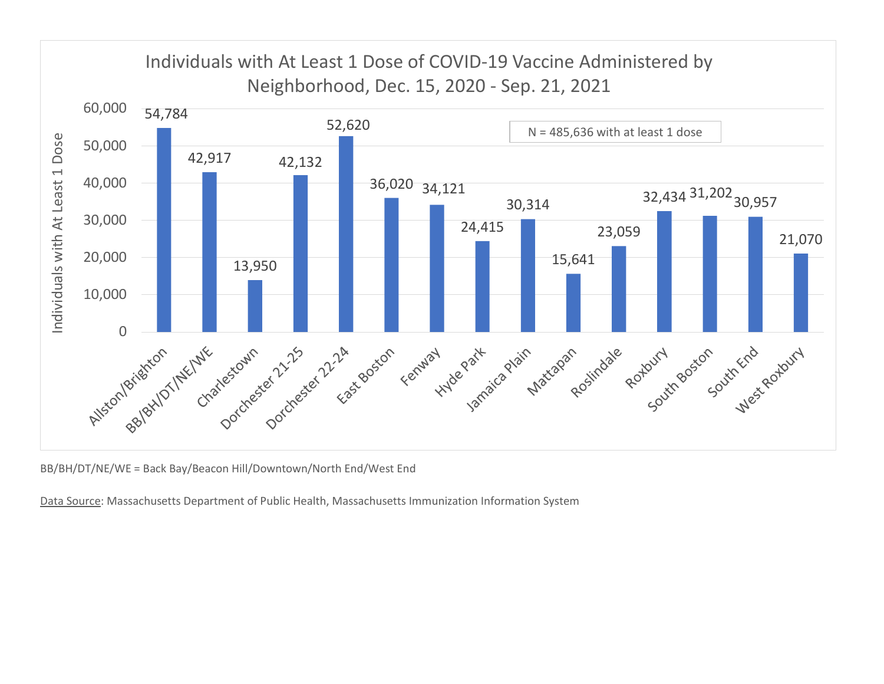## Individuals with At Least 1 Dose of COVID-19 Vaccine Administered by Neighborhood, Dec. 15, 2020 - Sep. 21, 2021

N = 485,636 with at least 1 dose

| Neighborhood | Individuals with At Least 1 Dose |
|---|---|
| Allston/Brighton | 54,784 |
| BB/BH/DT/NE/WE | 42,917 |
| Charlestown | 13,950 |
| Dorchester 21-25 | 42,132 |
| Dorchester 22-24 | 52,620 |
| East Boston | 36,020 |
| Fenway | 34,121 |
| Hyde Park | 24,415 |
| Jamaica Plain | 30,314 |
| Mattapan | 15,641 |
| Roslindale | 23,059 |
| Roxbury | 32,434 |
| South Boston | 31,202 |
| South End | 30,957 |
| West Roxbury | 21,070 |

BB/BH/DT/NE/WE = Back Bay/Beacon Hill/Downtown/North End/West End

Data Source: Massachusetts Department of Public Health, Massachusetts Immunization Information System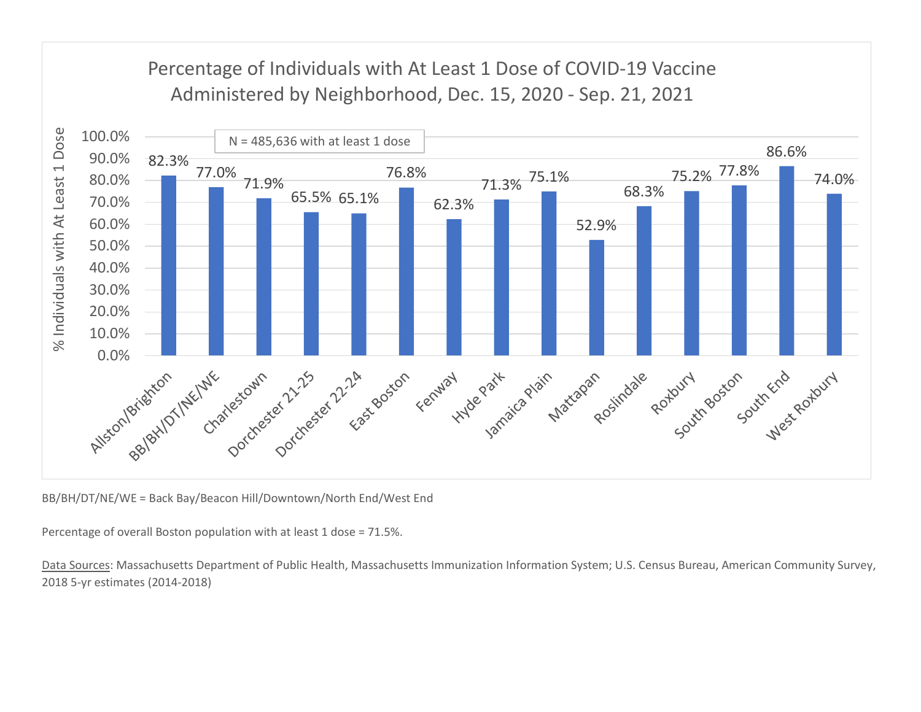## Percentage of Individuals with At Least 1 Dose of COVID-19 Vaccine Administered by Neighborhood, Dec. 15, 2020 - Sep. 21, 2021

N = 485,636 with at least 1 dose

| Neighborhood | % Individuals with At Least 1 Dose |
| --- | --- |
| Allston/Brighton | 82.3% |
| BB/BH/DT/NE/WE | 77.0% |
| Charlestown | 71.9% |
| Dorchester 21-25 | 65.5% |
| Dorchester 22-24 | 65.1% |
| East Boston | 76.8% |
| Fenway | 62.3% |
| Hyde Park | 71.3% |
| Jamaica Plain | 75.1% |
| Mattapan | 52.9% |
| Roslindale | 68.3% |
| Roxbury | 75.2% |
| South Boston | 77.8% |
| South End | 86.6% |
| West Roxbury | 74.0% |

BB/BH/DT/NE/WE = Back Bay/Beacon Hill/Downtown/North End/West End

Percentage of overall Boston population with at least 1 dose = 71.5%.

Data Sources: Massachusetts Department of Public Health, Massachusetts Immunization Information System; U.S. Census Bureau, American Community Survey, 2018 5-yr estimates (2014-2018)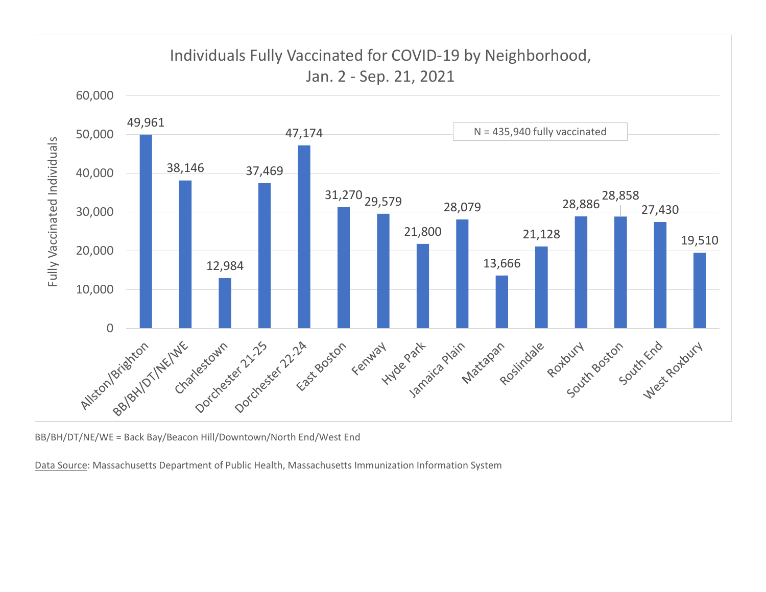## Individuals Fully Vaccinated for COVID-19 by Neighborhood, Jan. 2 - Sep. 21, 2021

N = 435,940 fully vaccinated

| Neighborhood | Fully Vaccinated Individuals |
|---|---|
| Allston/Brighton | 49,961 |
| BB/BH/DT/NE/WE | 38,146 |
| Charlestown | 12,984 |
| Dorchester 21-25 | 37,469 |
| Dorchester 22-24 | 47,174 |
| East Boston | 31,270 |
| Fenway | 29,579 |
| Hyde Park | 21,800 |
| Jamaica Plain | 28,079 |
| Mattapan | 13,666 |
| Roslindale | 21,128 |
| Roxbury | 28,886 |
| South Boston | 28,858 |
| South End | 27,430 |
| West Roxbury | 19,510 |

BB/BH/DT/NE/WE = Back Bay/Beacon Hill/Downtown/North End/West End

Data Source: Massachusetts Department of Public Health, Massachusetts Immunization Information System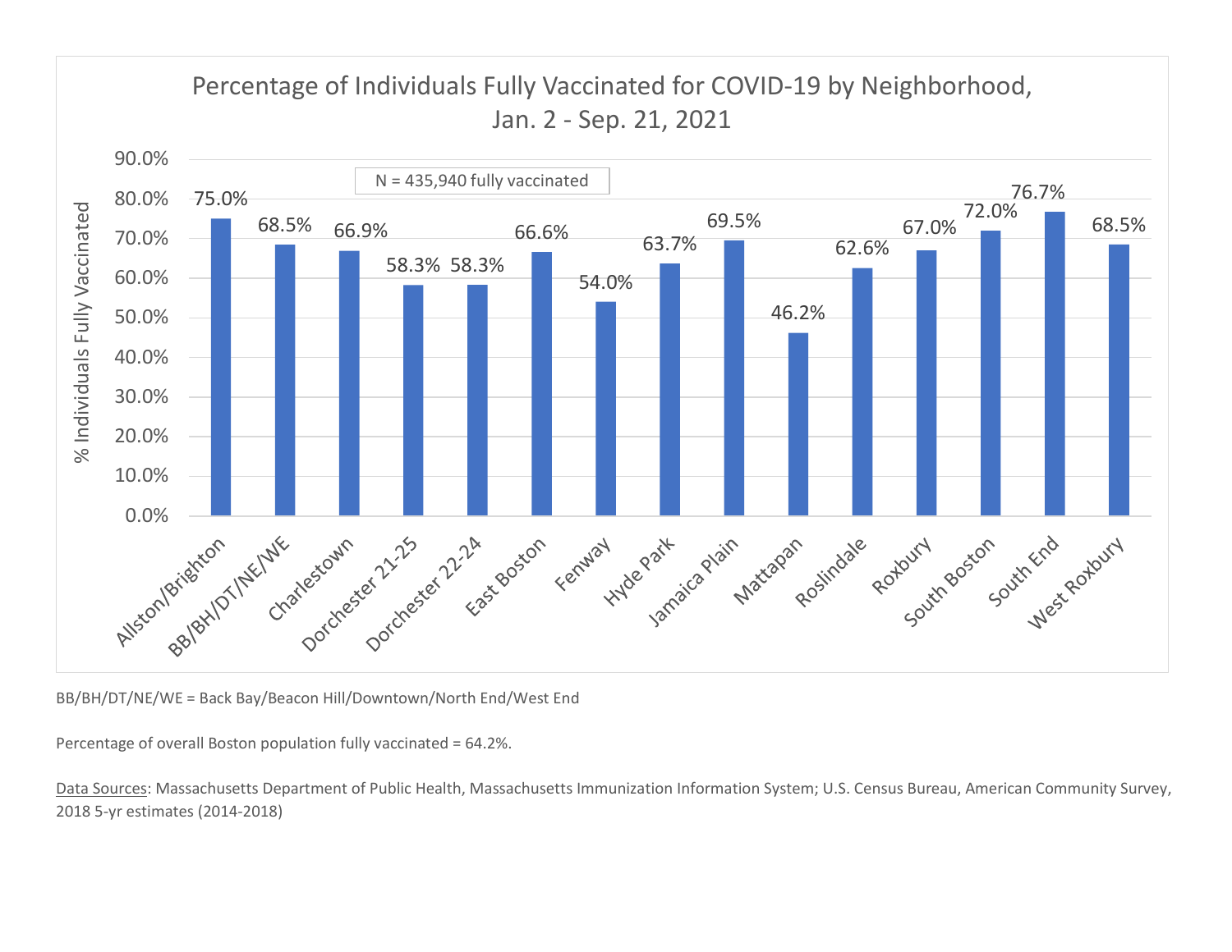## Percentage of Individuals Fully Vaccinated for COVID-19 by Neighborhood, Jan. 2 - Sep. 21, 2021

N = 435,940 fully vaccinated

| Neighborhood | % Individuals Fully Vaccinated |
|---|---|
| Allston/Brighton | 75.0% |
| BB/BH/DT/NE/WE | 68.5% |
| Charlestown | 66.9% |
| Dorchester 21-25 | 58.3% |
| Dorchester 22-24 | 58.3% |
| East Boston | 66.6% |
| Fenway | 54.0% |
| Hyde Park | 63.7% |
| Jamaica Plain | 69.5% |
| Mattapan | 46.2% |
| Roslindale | 62.6% |
| Roxbury | 67.0% |
| South Boston | 72.0% |
| South End | 76.7% |
| West Roxbury | 68.5% |

BB/BH/DT/NE/WE = Back Bay/Beacon Hill/Downtown/North End/West End

Percentage of overall Boston population fully vaccinated = 64.2%.

Data Sources: Massachusetts Department of Public Health, Massachusetts Immunization Information System; U.S. Census Bureau, American Community Survey, 2018 5-yr estimates (2014-2018)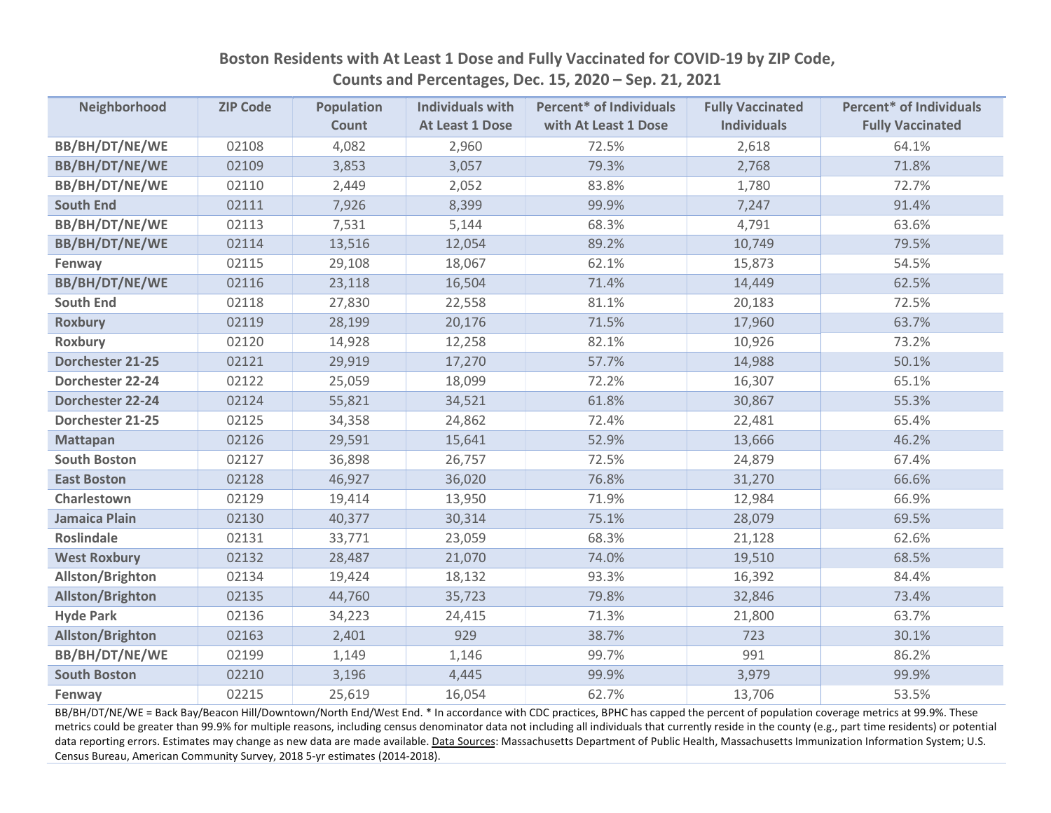## Boston Residents with At Least 1 Dose and Fully Vaccinated for COVID-19 by ZIP Code, Counts and Percentages, Dec. 15, 2020 – Sep. 21, 2021

| Neighborhood | ZIP Code | Population Count | Individuals with At Least 1 Dose | Percent* of Individuals with At Least 1 Dose | Fully Vaccinated Individuals | Percent* of Individuals Fully Vaccinated |
|---|---|---|---|---|---|---|
| **BB/BH/DT/NE/WE** | 02108 | 4,082 | 2,960 | 72.5% | 2,618 | 64.1% |
| **BB/BH/DT/NE/WE** | 02109 | 3,853 | 3,057 | 79.3% | 2,768 | 71.8% |
| **BB/BH/DT/NE/WE** | 02110 | 2,449 | 2,052 | 83.8% | 1,780 | 72.7% |
| **South End** | 02111 | 7,926 | 8,399 | 99.9% | 7,247 | 91.4% |
| **BB/BH/DT/NE/WE** | 02113 | 7,531 | 5,144 | 68.3% | 4,791 | 63.6% |
| **BB/BH/DT/NE/WE** | 02114 | 13,516 | 12,054 | 89.2% | 10,749 | 79.5% |
| **Fenway** | 02115 | 29,108 | 18,067 | 62.1% | 15,873 | 54.5% |
| **BB/BH/DT/NE/WE** | 02116 | 23,118 | 16,504 | 71.4% | 14,449 | 62.5% |
| **South End** | 02118 | 27,830 | 22,558 | 81.1% | 20,183 | 72.5% |
| **Roxbury** | 02119 | 28,199 | 20,176 | 71.5% | 17,960 | 63.7% |
| **Roxbury** | 02120 | 14,928 | 12,258 | 82.1% | 10,926 | 73.2% |
| **Dorchester 21-25** | 02121 | 29,919 | 17,270 | 57.7% | 14,988 | 50.1% |
| **Dorchester 22-24** | 02122 | 25,059 | 18,099 | 72.2% | 16,307 | 65.1% |
| **Dorchester 22-24** | 02124 | 55,821 | 34,521 | 61.8% | 30,867 | 55.3% |
| **Dorchester 21-25** | 02125 | 34,358 | 24,862 | 72.4% | 22,481 | 65.4% |
| **Mattapan** | 02126 | 29,591 | 15,641 | 52.9% | 13,666 | 46.2% |
| **South Boston** | 02127 | 36,898 | 26,757 | 72.5% | 24,879 | 67.4% |
| **East Boston** | 02128 | 46,927 | 36,020 | 76.8% | 31,270 | 66.6% |
| **Charlestown** | 02129 | 19,414 | 13,950 | 71.9% | 12,984 | 66.9% |
| **Jamaica Plain** | 02130 | 40,377 | 30,314 | 75.1% | 28,079 | 69.5% |
| **Roslindale** | 02131 | 33,771 | 23,059 | 68.3% | 21,128 | 62.6% |
| **West Roxbury** | 02132 | 28,487 | 21,070 | 74.0% | 19,510 | 68.5% |
| **Allston/Brighton** | 02134 | 19,424 | 18,132 | 93.3% | 16,392 | 84.4% |
| **Allston/Brighton** | 02135 | 44,760 | 35,723 | 79.8% | 32,846 | 73.4% |
| **Hyde Park** | 02136 | 34,223 | 24,415 | 71.3% | 21,800 | 63.7% |
| **Allston/Brighton** | 02163 | 2,401 | 929 | 38.7% | 723 | 30.1% |
| **BB/BH/DT/NE/WE** | 02199 | 1,149 | 1,146 | 99.7% | 991 | 86.2% |
| **South Boston** | 02210 | 3,196 | 4,445 | 99.9% | 3,979 | 99.9% |
| **Fenway** | 02215 | 25,619 | 16,054 | 62.7% | 13,706 | 53.5% |

BB/BH/DT/NE/WE = Back Bay/Beacon Hill/Downtown/North End/West End. * In accordance with CDC practices, BPHC has capped the percent of population coverage metrics at 99.9%. These metrics could be greater than 99.9% for multiple reasons, including census denominator data not including all individuals that currently reside in the county (e.g., part time residents) or potential data reporting errors. Estimates may change as new data are made available. Data Sources: Massachusetts Department of Public Health, Massachusetts Immunization Information System; U.S. Census Bureau, American Community Survey, 2018 5-yr estimates (2014-2018).